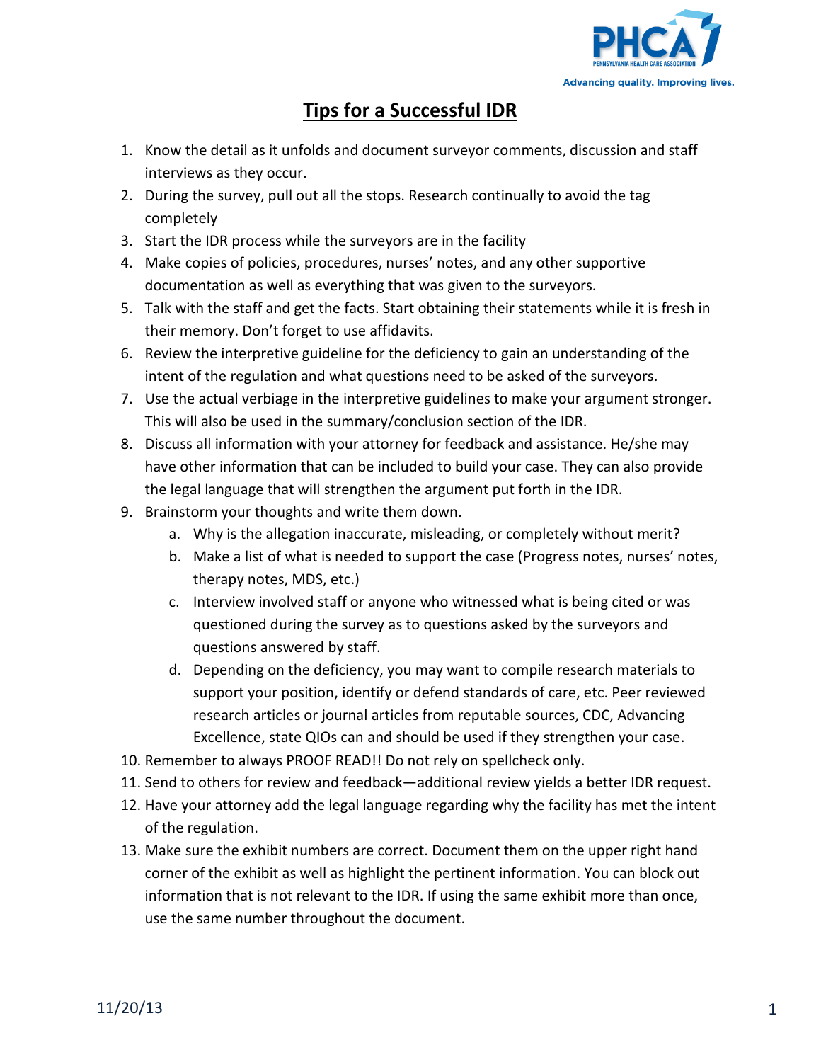PHCA

PENNSYLVANIA HEALTH CARE ASSOCIATION

Advancing quality. Improving lives.

# Tips for a Successful IDR

1. Know the detail as it unfolds and document surveyor comments, discussion and staff interviews as they occur.
2. During the survey, pull out all the stops. Research continually to avoid the tag completely
3. Start the IDR process while the surveyors are in the facility
4. Make copies of policies, procedures, nurses' notes, and any other supportive documentation as well as everything that was given to the surveyors.
5. Talk with the staff and get the facts. Start obtaining their statements while it is fresh in their memory. Don't forget to use affidavits.
6. Review the interpretive guideline for the deficiency to gain an understanding of the intent of the regulation and what questions need to be asked of the surveyors.
7. Use the actual verbiage in the interpretive guidelines to make your argument stronger. This will also be used in the summary/conclusion section of the IDR.
8. Discuss all information with your attorney for feedback and assistance. He/she may have other information that can be included to build your case. They can also provide the legal language that will strengthen the argument put forth in the IDR.
9. Brainstorm your thoughts and write them down.
   a. Why is the allegation inaccurate, misleading, or completely without merit?
   b. Make a list of what is needed to support the case (Progress notes, nurses' notes, therapy notes, MDS, etc.)
   c. Interview involved staff or anyone who witnessed what is being cited or was questioned during the survey as to questions asked by the surveyors and questions answered by staff.
   d. Depending on the deficiency, you may want to compile research materials to support your position, identify or defend standards of care, etc. Peer reviewed research articles or journal articles from reputable sources, CDC, Advancing Excellence, state QIOs can and should be used if they strengthen your case.
10. Remember to always PROOF READ!! Do not rely on spellcheck only.
11. Send to others for review and feedback—additional review yields a better IDR request.
12. Have your attorney add the legal language regarding why the facility has met the intent of the regulation.
13. Make sure the exhibit numbers are correct. Document them on the upper right hand corner of the exhibit as well as highlight the pertinent information. You can block out information that is not relevant to the IDR. If using the same exhibit more than once, use the same number throughout the document.

11/20/13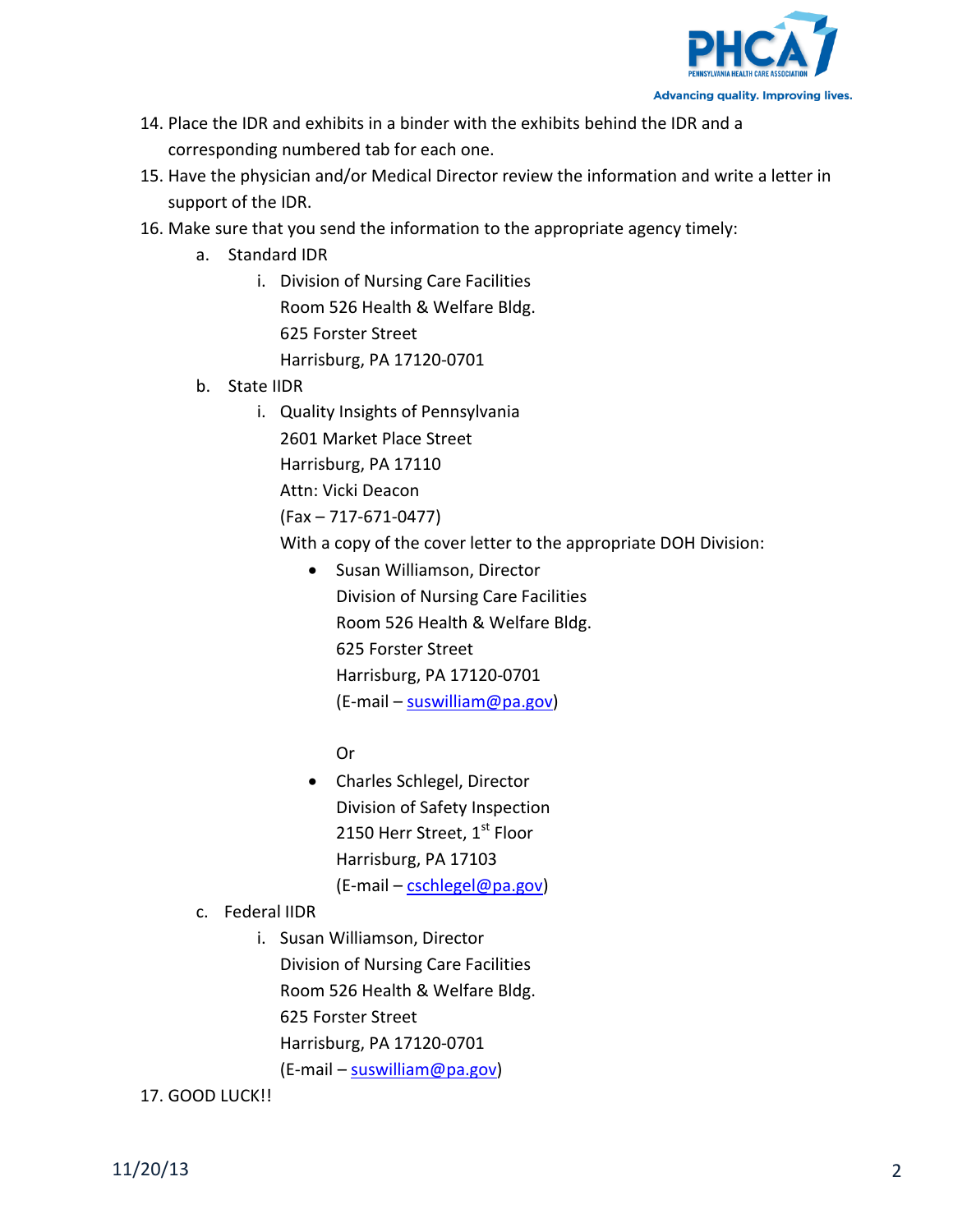14. Place the IDR and exhibits in a binder with the exhibits behind the IDR and a corresponding numbered tab for each one.
15. Have the physician and/or Medical Director review the information and write a letter in support of the IDR.
16. Make sure that you send the information to the appropriate agency timely:
    a. Standard IDR
        i. Division of Nursing Care Facilities
           Room 526 Health & Welfare Bldg.
           625 Forster Street
           Harrisburg, PA 17120-0701
    b. State IIDR
        i. Quality Insights of Pennsylvania
           2601 Market Place Street
           Harrisburg, PA 17110
           Attn: Vicki Deacon
           (Fax – 717-671-0477)
           With a copy of the cover letter to the appropriate DOH Division:
            - Susan Williamson, Director
              Division of Nursing Care Facilities
              Room 526 Health & Welfare Bldg.
              625 Forster Street
              Harrisburg, PA 17120-0701
              (E-mail – suswilliam@pa.gov)

              Or
            - Charles Schlegel, Director
              Division of Safety Inspection
              2150 Herr Street, 1st Floor
              Harrisburg, PA 17103
              (E-mail – cschlegel@pa.gov)
    c. Federal IIDR
        i. Susan Williamson, Director
           Division of Nursing Care Facilities
           Room 526 Health & Welfare Bldg.
           625 Forster Street
           Harrisburg, PA 17120-0701
           (E-mail – suswilliam@pa.gov)
17. GOOD LUCK!!

11/20/13